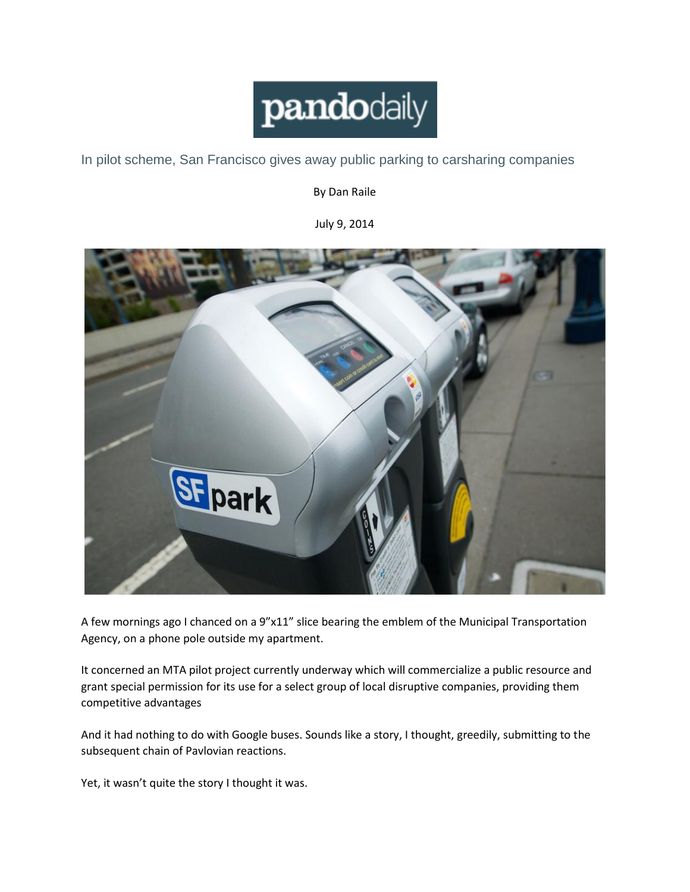pandodaily

# In pilot scheme, San Francisco gives away public parking to carsharing companies

By Dan Raile

July 9, 2014

A few mornings ago I chanced on a 9"x11" slice bearing the emblem of the Municipal Transportation Agency, on a phone pole outside my apartment.

It concerned an MTA pilot project currently underway which will commercialize a public resource and grant special permission for its use for a select group of local disruptive companies, providing them competitive advantages

And it had nothing to do with Google buses. Sounds like a story, I thought, greedily, submitting to the subsequent chain of Pavlovian reactions.

Yet, it wasn't quite the story I thought it was.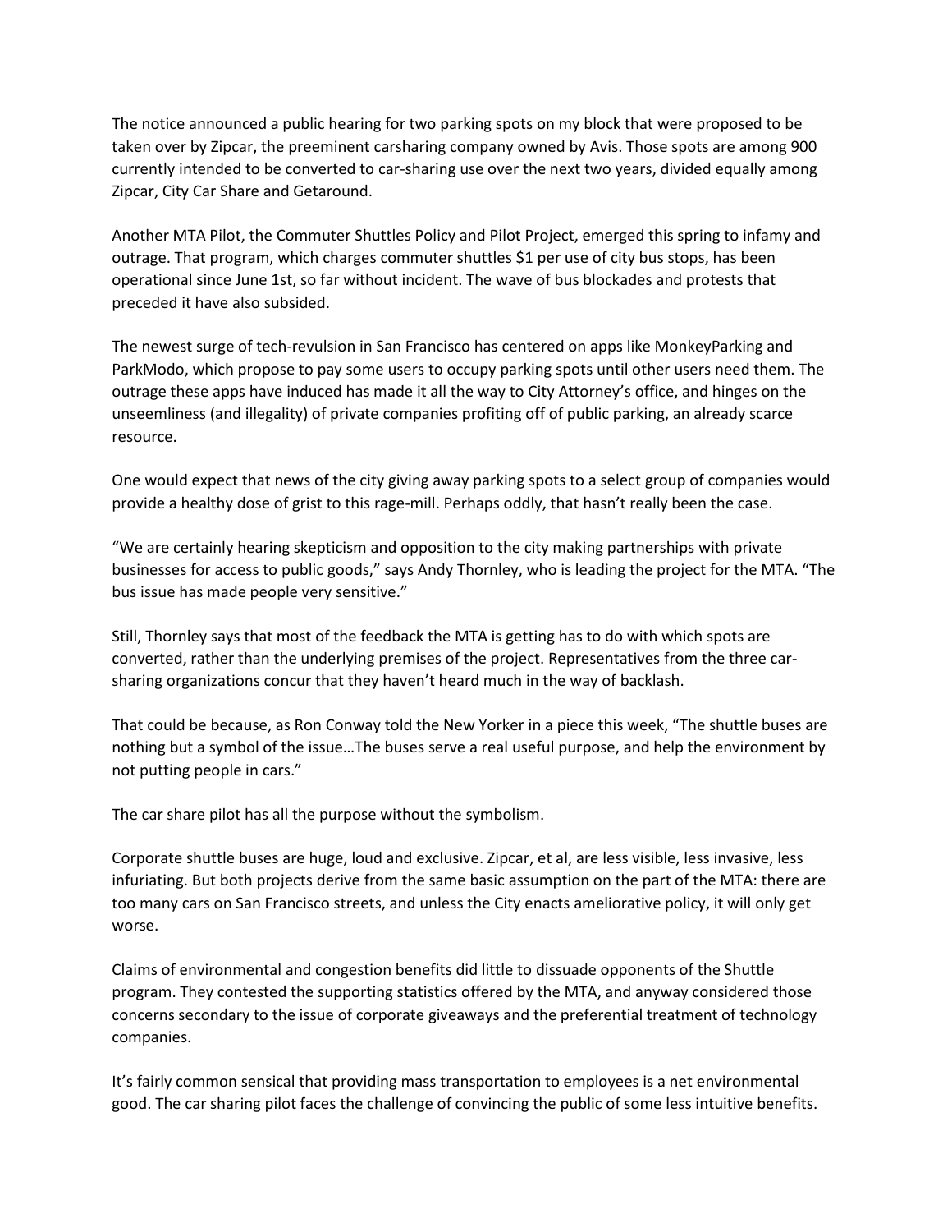The notice announced a public hearing for two parking spots on my block that were proposed to be taken over by Zipcar, the preeminent carsharing company owned by Avis. Those spots are among 900 currently intended to be converted to car-sharing use over the next two years, divided equally among Zipcar, City Car Share and Getaround.

Another MTA Pilot, the Commuter Shuttles Policy and Pilot Project, emerged this spring to infamy and outrage. That program, which charges commuter shuttles $1 per use of city bus stops, has been operational since June 1st, so far without incident. The wave of bus blockades and protests that preceded it have also subsided.

The newest surge of tech-revulsion in San Francisco has centered on apps like MonkeyParking and ParkModo, which propose to pay some users to occupy parking spots until other users need them. The outrage these apps have induced has made it all the way to City Attorney's office, and hinges on the unseemliness (and illegality) of private companies profiting off of public parking, an already scarce resource.

One would expect that news of the city giving away parking spots to a select group of companies would provide a healthy dose of grist to this rage-mill. Perhaps oddly, that hasn't really been the case.

"We are certainly hearing skepticism and opposition to the city making partnerships with private businesses for access to public goods," says Andy Thornley, who is leading the project for the MTA. "The bus issue has made people very sensitive."

Still, Thornley says that most of the feedback the MTA is getting has to do with which spots are converted, rather than the underlying premises of the project. Representatives from the three car-sharing organizations concur that they haven't heard much in the way of backlash.

That could be because, as Ron Conway told the New Yorker in a piece this week, "The shuttle buses are nothing but a symbol of the issue…The buses serve a real useful purpose, and help the environment by not putting people in cars."

The car share pilot has all the purpose without the symbolism.

Corporate shuttle buses are huge, loud and exclusive. Zipcar, et al, are less visible, less invasive, less infuriating. But both projects derive from the same basic assumption on the part of the MTA: there are too many cars on San Francisco streets, and unless the City enacts ameliorative policy, it will only get worse.

Claims of environmental and congestion benefits did little to dissuade opponents of the Shuttle program. They contested the supporting statistics offered by the MTA, and anyway considered those concerns secondary to the issue of corporate giveaways and the preferential treatment of technology companies.

It's fairly common sensical that providing mass transportation to employees is a net environmental good. The car sharing pilot faces the challenge of convincing the public of some less intuitive benefits.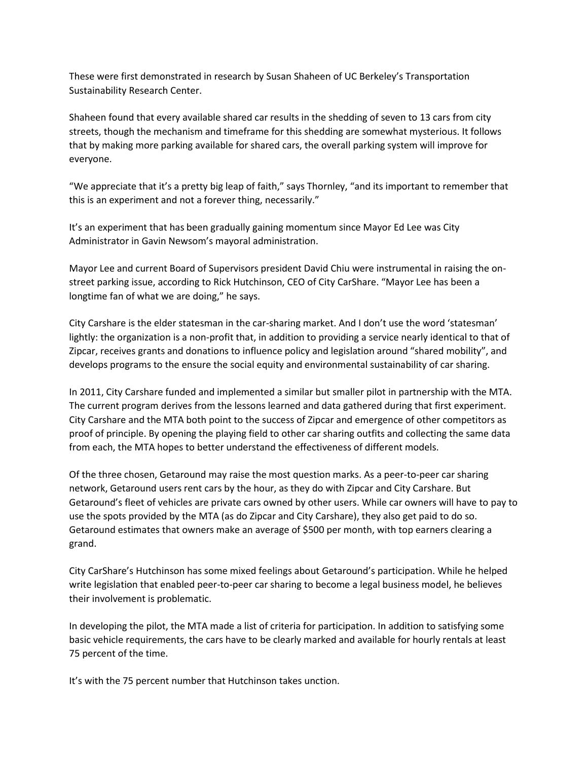These were first demonstrated in research by Susan Shaheen of UC Berkeley's Transportation Sustainability Research Center.

Shaheen found that every available shared car results in the shedding of seven to 13 cars from city streets, though the mechanism and timeframe for this shedding are somewhat mysterious. It follows that by making more parking available for shared cars, the overall parking system will improve for everyone.

"We appreciate that it's a pretty big leap of faith," says Thornley, "and its important to remember that this is an experiment and not a forever thing, necessarily."

It's an experiment that has been gradually gaining momentum since Mayor Ed Lee was City Administrator in Gavin Newsom's mayoral administration.

Mayor Lee and current Board of Supervisors president David Chiu were instrumental in raising the on-street parking issue, according to Rick Hutchinson, CEO of City CarShare. "Mayor Lee has been a longtime fan of what we are doing," he says.

City Carshare is the elder statesman in the car-sharing market. And I don't use the word 'statesman' lightly: the organization is a non-profit that, in addition to providing a service nearly identical to that of Zipcar, receives grants and donations to influence policy and legislation around "shared mobility", and develops programs to the ensure the social equity and environmental sustainability of car sharing.

In 2011, City Carshare funded and implemented a similar but smaller pilot in partnership with the MTA. The current program derives from the lessons learned and data gathered during that first experiment. City Carshare and the MTA both point to the success of Zipcar and emergence of other competitors as proof of principle. By opening the playing field to other car sharing outfits and collecting the same data from each, the MTA hopes to better understand the effectiveness of different models.

Of the three chosen, Getaround may raise the most question marks. As a peer-to-peer car sharing network, Getaround users rent cars by the hour, as they do with Zipcar and City Carshare. But Getaround's fleet of vehicles are private cars owned by other users. While car owners will have to pay to use the spots provided by the MTA (as do Zipcar and City Carshare), they also get paid to do so. Getaround estimates that owners make an average of $500 per month, with top earners clearing a grand.

City CarShare's Hutchinson has some mixed feelings about Getaround's participation. While he helped write legislation that enabled peer-to-peer car sharing to become a legal business model, he believes their involvement is problematic.

In developing the pilot, the MTA made a list of criteria for participation. In addition to satisfying some basic vehicle requirements, the cars have to be clearly marked and available for hourly rentals at least 75 percent of the time.

It's with the 75 percent number that Hutchinson takes unction.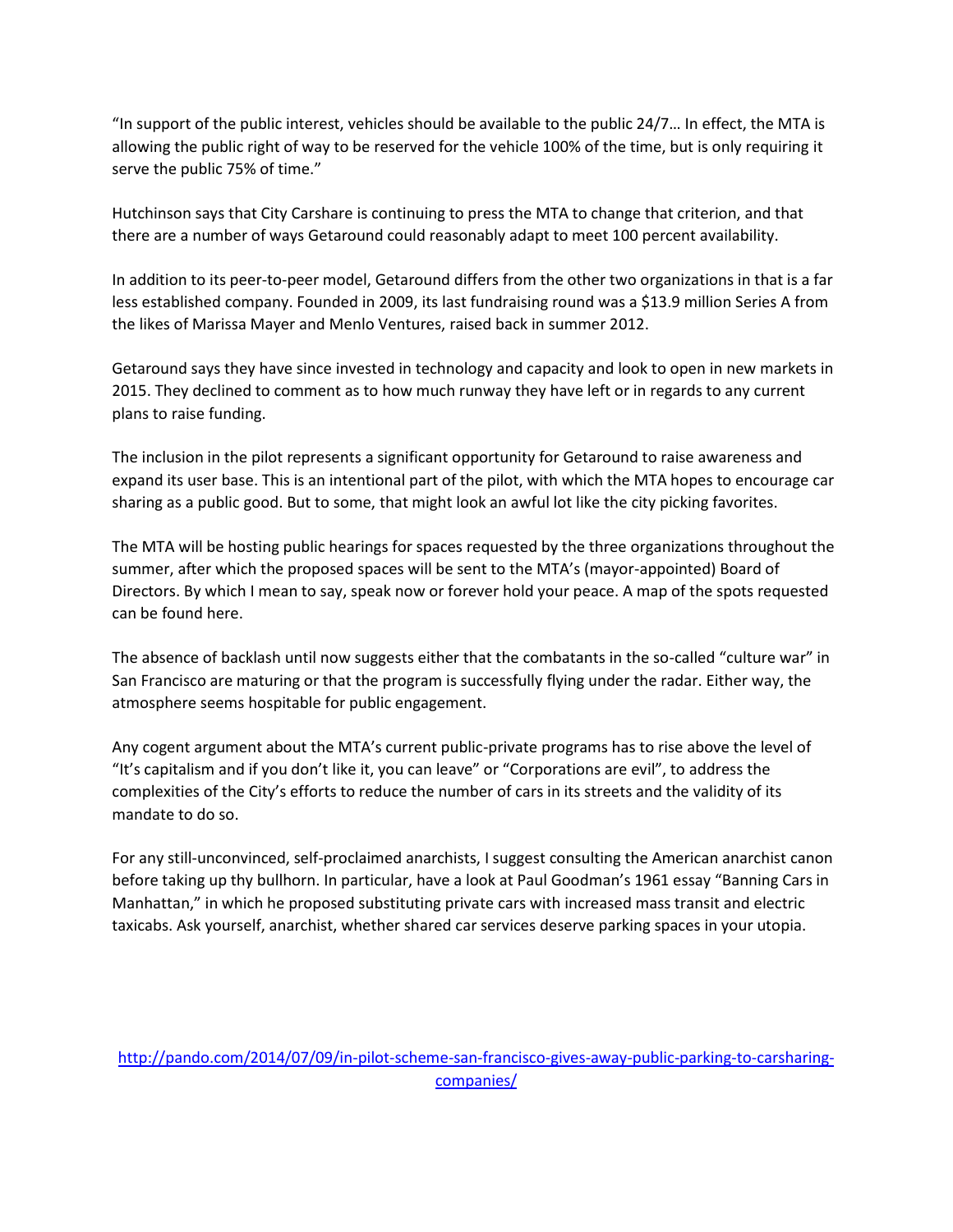"In support of the public interest, vehicles should be available to the public 24/7… In effect, the MTA is allowing the public right of way to be reserved for the vehicle 100% of the time, but is only requiring it serve the public 75% of time."

Hutchinson says that City Carshare is continuing to press the MTA to change that criterion, and that there are a number of ways Getaround could reasonably adapt to meet 100 percent availability.

In addition to its peer-to-peer model, Getaround differs from the other two organizations in that is a far less established company. Founded in 2009, its last fundraising round was a $13.9 million Series A from the likes of Marissa Mayer and Menlo Ventures, raised back in summer 2012.

Getaround says they have since invested in technology and capacity and look to open in new markets in 2015. They declined to comment as to how much runway they have left or in regards to any current plans to raise funding.

The inclusion in the pilot represents a significant opportunity for Getaround to raise awareness and expand its user base. This is an intentional part of the pilot, with which the MTA hopes to encourage car sharing as a public good. But to some, that might look an awful lot like the city picking favorites.

The MTA will be hosting public hearings for spaces requested by the three organizations throughout the summer, after which the proposed spaces will be sent to the MTA's (mayor-appointed) Board of Directors. By which I mean to say, speak now or forever hold your peace. A map of the spots requested can be found here.

The absence of backlash until now suggests either that the combatants in the so-called "culture war" in San Francisco are maturing or that the program is successfully flying under the radar. Either way, the atmosphere seems hospitable for public engagement.

Any cogent argument about the MTA's current public-private programs has to rise above the level of "It's capitalism and if you don't like it, you can leave" or "Corporations are evil", to address the complexities of the City's efforts to reduce the number of cars in its streets and the validity of its mandate to do so.

For any still-unconvinced, self-proclaimed anarchists, I suggest consulting the American anarchist canon before taking up thy bullhorn. In particular, have a look at Paul Goodman's 1961 essay "Banning Cars in Manhattan," in which he proposed substituting private cars with increased mass transit and electric taxicabs. Ask yourself, anarchist, whether shared car services deserve parking spaces in your utopia.

http://pando.com/2014/07/09/in-pilot-scheme-san-francisco-gives-away-public-parking-to-carsharing-companies/